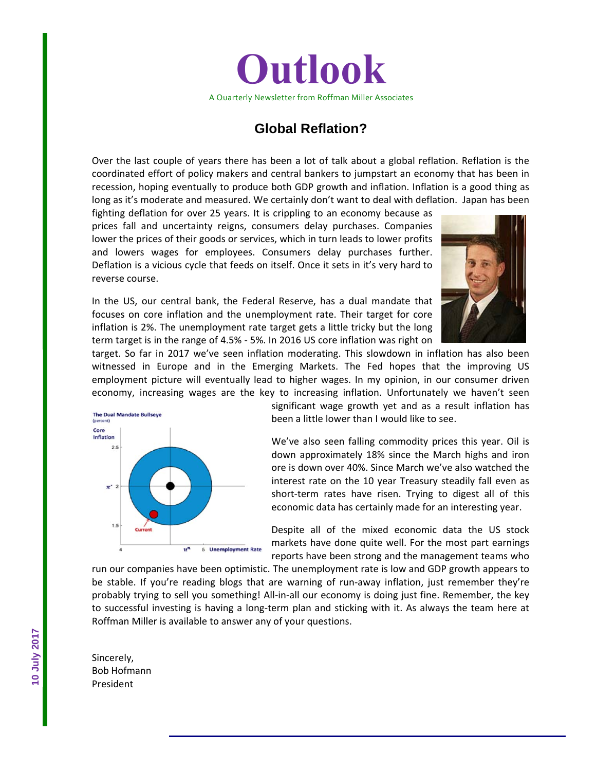# Outlook

A Quarterly Newsletter from Roffman Miller Associates

## Global Reflation?

Over the last couple of years there has been a lot of talk about a global reflation. Reflation is the coordinated effort of policy makers and central bankers to jumpstart an economy that has been in recession, hoping eventually to produce both GDP growth and inflation. Inflation is a good thing as long as it's moderate and measured. We certainly don't want to deal with deflation. Japan has been fighting deflation for over 25 years. It is crippling to an economy because as prices fall and uncertainty reigns, consumers delay purchases. Companies lower the prices of their goods or services, which in turn leads to lower profits and lowers wages for employees. Consumers delay purchases further. Deflation is a vicious cycle that feeds on itself. Once it sets in it's very hard to reverse course.

In the US, our central bank, the Federal Reserve, has a dual mandate that focuses on core inflation and the unemployment rate. Their target for core inflation is 2%. The unemployment rate target gets a little tricky but the long term target is in the range of 4.5% - 5%. In 2016 US core inflation was right on target. So far in 2017 we've seen inflation moderating. This slowdown in inflation has also been witnessed in Europe and in the Emerging Markets. The Fed hopes that the improving US employment picture will eventually lead to higher wages. In my opinion, in our consumer driven economy, increasing wages are the key to increasing inflation. Unfortunately we haven't seen significant wage growth yet and as a result inflation has been a little lower than I would like to see.

We've also seen falling commodity prices this year. Oil is down approximately 18% since the March highs and iron ore is down over 40%. Since March we've also watched the interest rate on the 10 year Treasury steadily fall even as short-term rates have risen. Trying to digest all of this economic data has certainly made for an interesting year.

Despite all of the mixed economic data the US stock markets have done quite well. For the most part earnings reports have been strong and the management teams who run our companies have been optimistic. The unemployment rate is low and GDP growth appears to be stable. If you're reading blogs that are warning of run-away inflation, just remember they're probably trying to sell you something! All-in-all our economy is doing just fine. Remember, the key to successful investing is having a long-term plan and sticking with it. As always the team here at Roffman Miller is available to answer any of your questions.

Sincerely,
Bob Hofmann
President

10 July 2017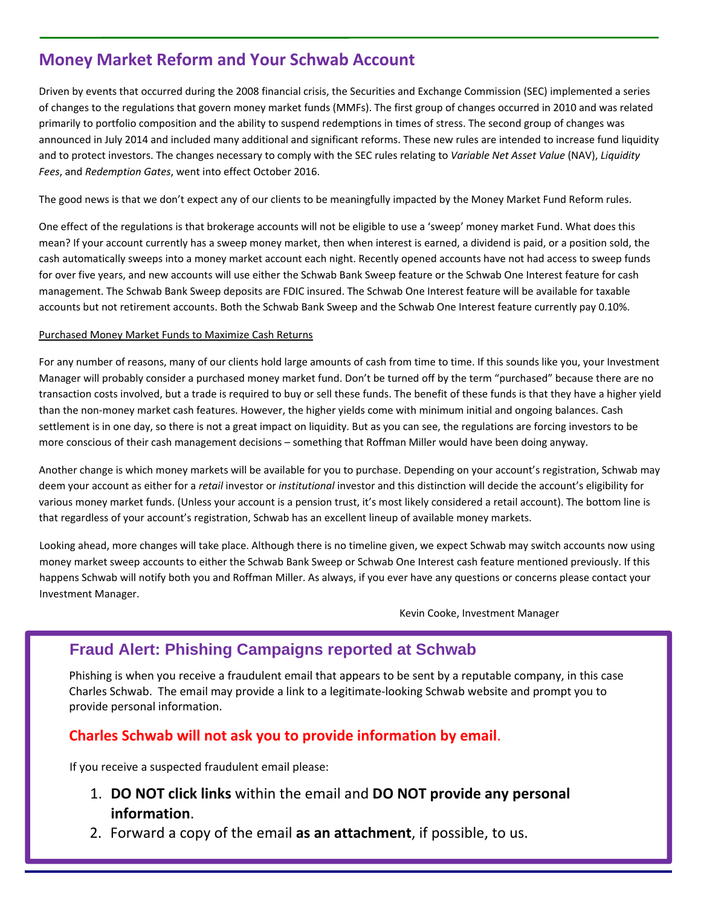## Money Market Reform and Your Schwab Account

Driven by events that occurred during the 2008 financial crisis, the Securities and Exchange Commission (SEC) implemented a series of changes to the regulations that govern money market funds (MMFs). The first group of changes occurred in 2010 and was related primarily to portfolio composition and the ability to suspend redemptions in times of stress. The second group of changes was announced in July 2014 and included many additional and significant reforms. These new rules are intended to increase fund liquidity and to protect investors. The changes necessary to comply with the SEC rules relating to *Variable Net Asset Value* (NAV), *Liquidity Fees*, and *Redemption Gates*, went into effect October 2016.

The good news is that we don't expect any of our clients to be meaningfully impacted by the Money Market Fund Reform rules.

One effect of the regulations is that brokerage accounts will not be eligible to use a 'sweep' money market Fund. What does this mean? If your account currently has a sweep money market, then when interest is earned, a dividend is paid, or a position sold, the cash automatically sweeps into a money market account each night. Recently opened accounts have not had access to sweep funds for over five years, and new accounts will use either the Schwab Bank Sweep feature or the Schwab One Interest feature for cash management. The Schwab Bank Sweep deposits are FDIC insured. The Schwab One Interest feature will be available for taxable accounts but not retirement accounts. Both the Schwab Bank Sweep and the Schwab One Interest feature currently pay 0.10%.

Purchased Money Market Funds to Maximize Cash Returns

For any number of reasons, many of our clients hold large amounts of cash from time to time. If this sounds like you, your Investment Manager will probably consider a purchased money market fund. Don't be turned off by the term "purchased" because there are no transaction costs involved, but a trade is required to buy or sell these funds. The benefit of these funds is that they have a higher yield than the non-money market cash features. However, the higher yields come with minimum initial and ongoing balances. Cash settlement is in one day, so there is not a great impact on liquidity. But as you can see, the regulations are forcing investors to be more conscious of their cash management decisions – something that Roffman Miller would have been doing anyway.

Another change is which money markets will be available for you to purchase. Depending on your account's registration, Schwab may deem your account as either for a *retail* investor or *institutional* investor and this distinction will decide the account's eligibility for various money market funds. (Unless your account is a pension trust, it's most likely considered a retail account). The bottom line is that regardless of your account's registration, Schwab has an excellent lineup of available money markets.

Looking ahead, more changes will take place. Although there is no timeline given, we expect Schwab may switch accounts now using money market sweep accounts to either the Schwab Bank Sweep or Schwab One Interest cash feature mentioned previously. If this happens Schwab will notify both you and Roffman Miller. As always, if you ever have any questions or concerns please contact your Investment Manager.

Kevin Cooke, Investment Manager

## Fraud Alert: Phishing Campaigns reported at Schwab

Phishing is when you receive a fraudulent email that appears to be sent by a reputable company, in this case Charles Schwab. The email may provide a link to a legitimate-looking Schwab website and prompt you to provide personal information.

**Charles Schwab will not ask you to provide information by email.**

If you receive a suspected fraudulent email please:

1. **DO NOT click links** within the email and **DO NOT provide any personal information**.
2. Forward a copy of the email **as an attachment**, if possible, to us.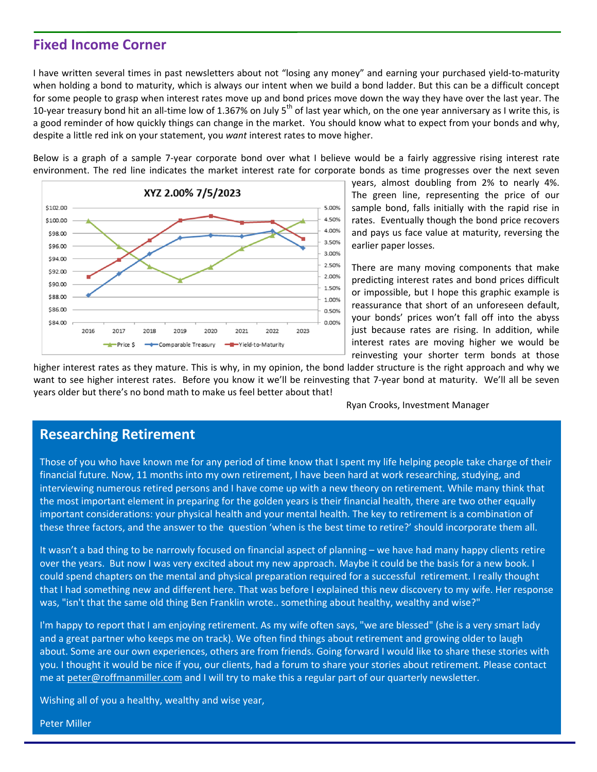## Fixed Income Corner

I have written several times in past newsletters about not "losing any money" and earning your purchased yield-to-maturity when holding a bond to maturity, which is always our intent when we build a bond ladder. But this can be a difficult concept for some people to grasp when interest rates move up and bond prices move down the way they have over the last year. The 10-year treasury bond hit an all-time low of 1.367% on July 5th of last year which, on the one year anniversary as I write this, is a good reminder of how quickly things can change in the market. You should know what to expect from your bonds and why, despite a little red ink on your statement, you *want* interest rates to move higher.

Below is a graph of a sample 7-year corporate bond over what I believe would be a fairly aggressive rising interest rate environment. The red line indicates the market interest rate for corporate bonds as time progresses over the next seven years, almost doubling from 2% to nearly 4%. The green line, representing the price of our sample bond, falls initially with the rapid rise in rates. Eventually though the bond price recovers and pays us face value at maturity, reversing the earlier paper losses.

There are many moving components that make predicting interest rates and bond prices difficult or impossible, but I hope this graphic example is reassurance that short of an unforeseen default, your bonds' prices won't fall off into the abyss just because rates are rising. In addition, while interest rates are moving higher we would be reinvesting your shorter term bonds at those higher interest rates as they mature. This is why, in my opinion, the bond ladder structure is the right approach and why we want to see higher interest rates. Before you know it we'll be reinvesting that 7-year bond at maturity. We'll all be seven years older but there's no bond math to make us feel better about that!

Ryan Crooks, Investment Manager

## Researching Retirement

Those of you who have known me for any period of time know that I spent my life helping people take charge of their financial future. Now, 11 months into my own retirement, I have been hard at work researching, studying, and interviewing numerous retired persons and I have come up with a new theory on retirement. While many think that the most important element in preparing for the golden years is their financial health, there are two other equally important considerations: your physical health and your mental health. The key to retirement is a combination of these three factors, and the answer to the question 'when is the best time to retire?' should incorporate them all.

It wasn't a bad thing to be narrowly focused on financial aspect of planning – we have had many happy clients retire over the years. But now I was very excited about my new approach. Maybe it could be the basis for a new book. I could spend chapters on the mental and physical preparation required for a successful retirement. I really thought that I had something new and different here. That was before I explained this new discovery to my wife. Her response was, "isn't that the same old thing Ben Franklin wrote.. something about healthy, wealthy and wise?"

I'm happy to report that I am enjoying retirement. As my wife often says, "we are blessed" (she is a very smart lady and a great partner who keeps me on track). We often find things about retirement and growing older to laugh about. Some are our own experiences, others are from friends. Going forward I would like to share these stories with you. I thought it would be nice if you, our clients, had a forum to share your stories about retirement. Please contact me at peter@roffmanmiller.com and I will try to make this a regular part of our quarterly newsletter.

Wishing all of you a healthy, wealthy and wise year,

Peter Miller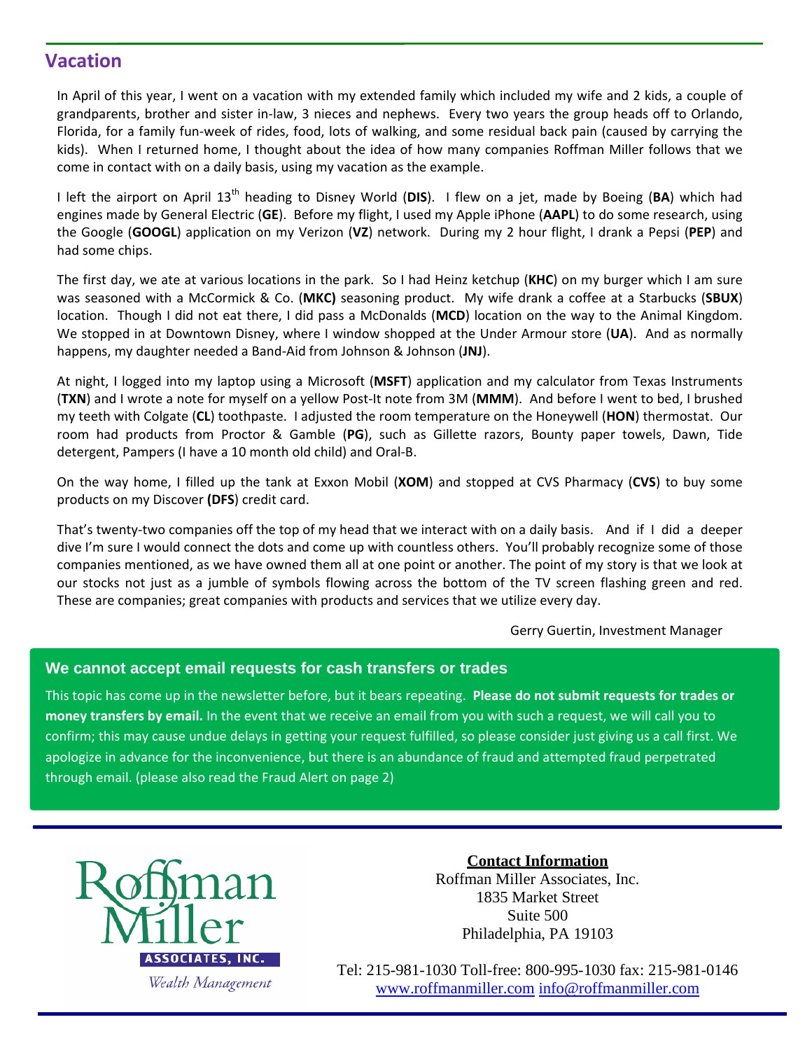## Vacation

In April of this year, I went on a vacation with my extended family which included my wife and 2 kids, a couple of grandparents, brother and sister in-law, 3 nieces and nephews. Every two years the group heads off to Orlando, Florida, for a family fun-week of rides, food, lots of walking, and some residual back pain (caused by carrying the kids). When I returned home, I thought about the idea of how many companies Roffman Miller follows that we come in contact with on a daily basis, using my vacation as the example.

I left the airport on April 13th heading to Disney World (**DIS**). I flew on a jet, made by Boeing (**BA**) which had engines made by General Electric (**GE**). Before my flight, I used my Apple iPhone (**AAPL**) to do some research, using the Google (**GOOGL**) application on my Verizon (**VZ**) network. During my 2 hour flight, I drank a Pepsi (**PEP**) and had some chips.

The first day, we ate at various locations in the park. So I had Heinz ketchup (**KHC**) on my burger which I am sure was seasoned with a McCormick & Co. (**MKC)** seasoning product. My wife drank a coffee at a Starbucks (**SBUX**) location. Though I did not eat there, I did pass a McDonalds (**MCD**) location on the way to the Animal Kingdom. We stopped in at Downtown Disney, where I window shopped at the Under Armour store (**UA**). And as normally happens, my daughter needed a Band-Aid from Johnson & Johnson (**JNJ**).

At night, I logged into my laptop using a Microsoft (**MSFT**) application and my calculator from Texas Instruments (**TXN**) and I wrote a note for myself on a yellow Post-It note from 3M (**MMM**). And before I went to bed, I brushed my teeth with Colgate (**CL**) toothpaste. I adjusted the room temperature on the Honeywell (**HON**) thermostat. Our room had products from Proctor & Gamble (**PG**), such as Gillette razors, Bounty paper towels, Dawn, Tide detergent, Pampers (I have a 10 month old child) and Oral-B.

On the way home, I filled up the tank at Exxon Mobil (**XOM**) and stopped at CVS Pharmacy (**CVS**) to buy some products on my Discover **(DFS**) credit card.

That's twenty-two companies off the top of my head that we interact with on a daily basis. And if I did a deeper dive I'm sure I would connect the dots and come up with countless others. You'll probably recognize some of those companies mentioned, as we have owned them all at one point or another. The point of my story is that we look at our stocks not just as a jumble of symbols flowing across the bottom of the TV screen flashing green and red. These are companies; great companies with products and services that we utilize every day.

Gerry Guertin, Investment Manager

### We cannot accept email requests for cash transfers or trades

This topic has come up in the newsletter before, but it bears repeating. **Please do not submit requests for trades or money transfers by email.** In the event that we receive an email from you with such a request, we will call you to confirm; this may cause undue delays in getting your request fulfilled, so please consider just giving us a call first. We apologize in advance for the inconvenience, but there is an abundance of fraud and attempted fraud perpetrated through email. (please also read the Fraud Alert on page 2)

Roffman Miller
ASSOCIATES, INC.
*Wealth Management*

**Contact Information**

Roffman Miller Associates, Inc.
1835 Market Street
Suite 500
Philadelphia, PA 19103

Tel: 215-981-1030 Toll-free: 800-995-1030 fax: 215-981-0146
www.roffmanmiller.com info@roffmanmiller.com